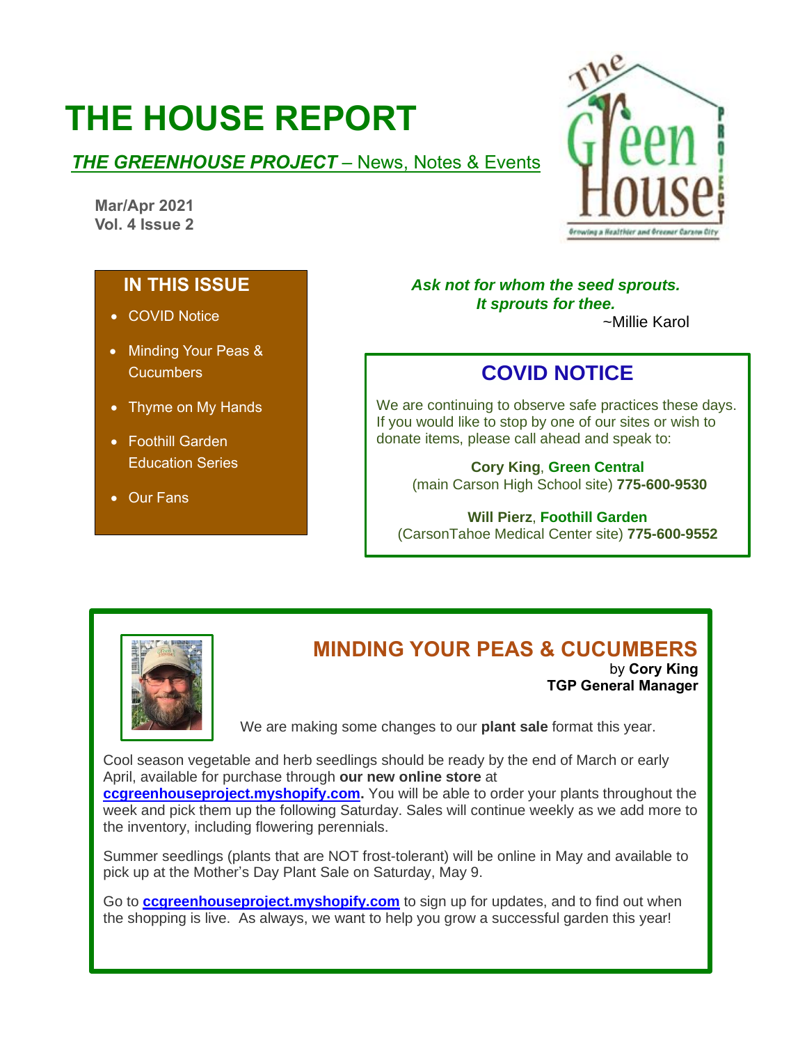# THE HOUSE REPORT

***THE GREENHOUSE PROJECT*** – News, Notes & Events

**Mar/Apr 2021**
**Vol. 4 Issue 2**

## IN THIS ISSUE

- COVID Notice
- Minding Your Peas & Cucumbers
- Thyme on My Hands
- Foothill Garden Education Series
- Our Fans

***Ask not for whom the seed sprouts.***
***It sprouts for thee.***
~Millie Karol

## COVID NOTICE

We are continuing to observe safe practices these days. If you would like to stop by one of our sites or wish to donate items, please call ahead and speak to:

**Cory King**, **Green Central**
(main Carson High School site) **775-600-9530**

**Will Pierz**, **Foothill Garden**
(CarsonTahoe Medical Center site) **775-600-9552**

## MINDING YOUR PEAS & CUCUMBERS

by **Cory King**
**TGP General Manager**

We are making some changes to our **plant sale** format this year.

Cool season vegetable and herb seedlings should be ready by the end of March or early April, available for purchase through **our new online store** at **ccgreenhouseproject.myshopify.com.** You will be able to order your plants throughout the week and pick them up the following Saturday. Sales will continue weekly as we add more to the inventory, including flowering perennials.

Summer seedlings (plants that are NOT frost-tolerant) will be online in May and available to pick up at the Mother's Day Plant Sale on Saturday, May 9.

Go to **ccgreenhouseproject.myshopify.com** to sign up for updates, and to find out when the shopping is live. As always, we want to help you grow a successful garden this year!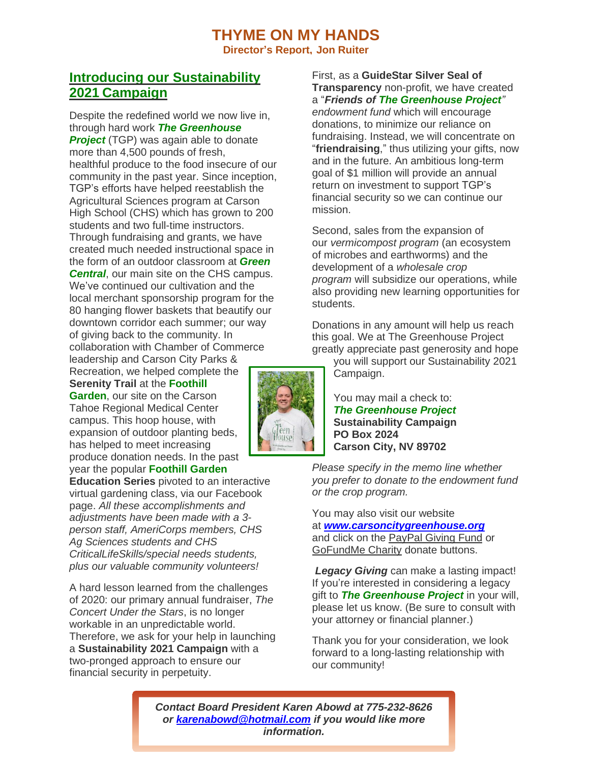# THYME ON MY HANDS

**Director's Report, Jon Ruiter**

## Introducing our Sustainability 2021 Campaign

Despite the redefined world we now live in, through hard work ***The Greenhouse Project*** (TGP) was again able to donate more than 4,500 pounds of fresh, healthful produce to the food insecure of our community in the past year. Since inception, TGP's efforts have helped reestablish the Agricultural Sciences program at Carson High School (CHS) which has grown to 200 students and two full-time instructors. Through fundraising and grants, we have created much needed instructional space in the form of an outdoor classroom at ***Green Central***, our main site on the CHS campus. We've continued our cultivation and the local merchant sponsorship program for the 80 hanging flower baskets that beautify our downtown corridor each summer; our way of giving back to the community. In collaboration with Chamber of Commerce leadership and Carson City Parks & Recreation, we helped complete the **Serenity Trail** at the **Foothill Garden**, our site on the Carson Tahoe Regional Medical Center campus. This hoop house, with expansion of outdoor planting beds, has helped to meet increasing produce donation needs. In the past year the popular **Foothill Garden Education Series** pivoted to an interactive virtual gardening class, via our Facebook page. *All these accomplishments and adjustments have been made with a 3-person staff, AmeriCorps members, CHS Ag Sciences students and CHS CriticalLifeSkills/special needs students, plus our valuable community volunteers!*

A hard lesson learned from the challenges of 2020: our primary annual fundraiser, *The Concert Under the Stars*, is no longer workable in an unpredictable world. Therefore, we ask for your help in launching a **Sustainability 2021 Campaign** with a two-pronged approach to ensure our financial security in perpetuity.

First, as a **GuideStar Silver Seal of Transparency** non-profit, we have created a "***Friends of The Greenhouse Project*"** *endowment fund* which will encourage donations, to minimize our reliance on fundraising. Instead, we will concentrate on "**friendraising**," thus utilizing your gifts, now and in the future. An ambitious long-term goal of $1 million will provide an annual return on investment to support TGP's financial security so we can continue our mission.

Second, sales from the expansion of our *vermicompost program* (an ecosystem of microbes and earthworms) and the development of a *wholesale crop program* will subsidize our operations, while also providing new learning opportunities for students.

Donations in any amount will help us reach this goal. We at The Greenhouse Project greatly appreciate past generosity and hope you will support our Sustainability 2021 Campaign.

You may mail a check to:
***The Greenhouse Project***
**Sustainability Campaign**
**PO Box 2024**
**Carson City, NV 89702**

*Please specify in the memo line whether you prefer to donate to the endowment fund or the crop program.*

You may also visit our website at ***www.carsoncitygreenhouse.org*** and click on the PayPal Giving Fund or GoFundMe Charity donate buttons.

***Legacy Giving*** can make a lasting impact! If you're interested in considering a legacy gift to ***The Greenhouse Project*** in your will, please let us know. (Be sure to consult with your attorney or financial planner.)

Thank you for your consideration, we look forward to a long-lasting relationship with our community!

***Contact Board President Karen Abowd at 775-232-8626 or karenabowd@hotmail.com if you would like more information.***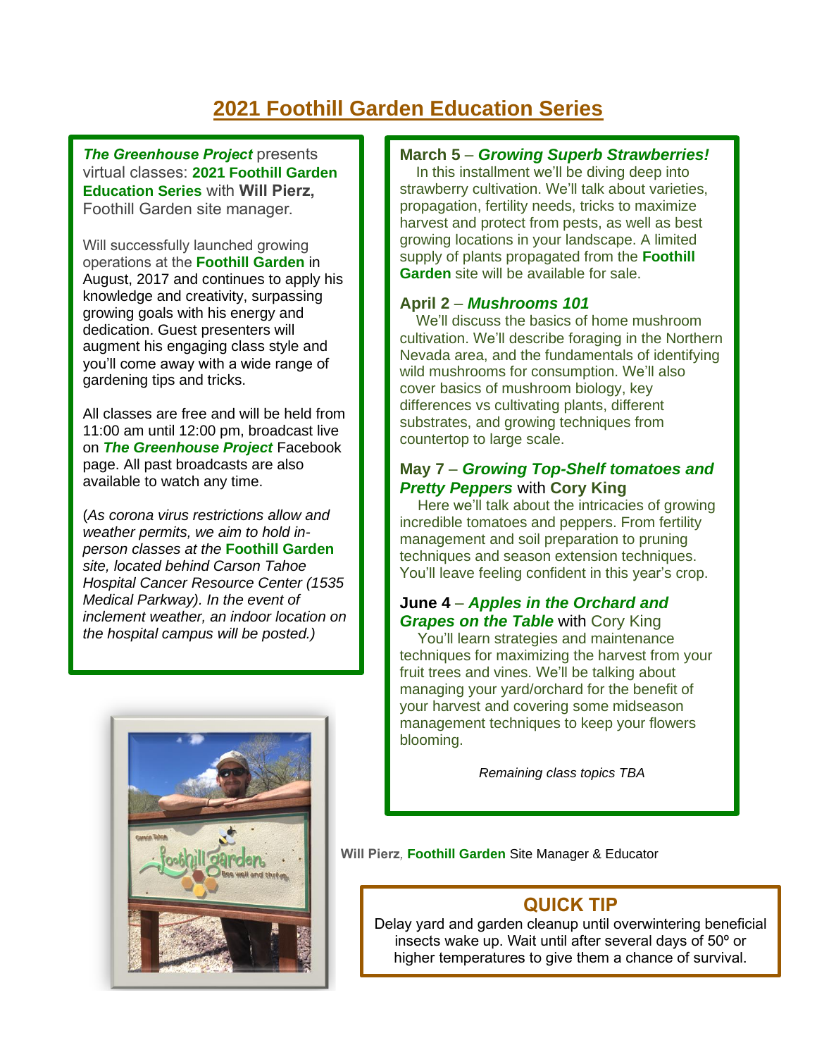# 2021 Foothill Garden Education Series

***The Greenhouse Project*** presents virtual classes: **2021 Foothill Garden Education Series** with **Will Pierz,** Foothill Garden site manager.

Will successfully launched growing operations at the **Foothill Garden** in August, 2017 and continues to apply his knowledge and creativity, surpassing growing goals with his energy and dedication. Guest presenters will augment his engaging class style and you'll come away with a wide range of gardening tips and tricks.

All classes are free and will be held from 11:00 am until 12:00 pm, broadcast live on ***The Greenhouse Project*** Facebook page. All past broadcasts are also available to watch any time.

(*As corona virus restrictions allow and weather permits, we aim to hold in-person classes at the* **Foothill Garden** *site, located behind Carson Tahoe Hospital Cancer Resource Center (1535 Medical Parkway). In the event of inclement weather, an indoor location on the hospital campus will be posted.)*

**March 5** – ***Growing Superb Strawberries!***
In this installment we'll be diving deep into strawberry cultivation. We'll talk about varieties, propagation, fertility needs, tricks to maximize harvest and protect from pests, as well as best growing locations in your landscape. A limited supply of plants propagated from the **Foothill Garden** site will be available for sale.

**April 2** – ***Mushrooms 101***
We'll discuss the basics of home mushroom cultivation. We'll describe foraging in the Northern Nevada area, and the fundamentals of identifying wild mushrooms for consumption. We'll also cover basics of mushroom biology, key differences vs cultivating plants, different substrates, and growing techniques from countertop to large scale.

**May 7** – ***Growing Top-Shelf tomatoes and Pretty Peppers*** with **Cory King**
Here we'll talk about the intricacies of growing incredible tomatoes and peppers. From fertility management and soil preparation to pruning techniques and season extension techniques. You'll leave feeling confident in this year's crop.

**June 4** – ***Apples in the Orchard and Grapes on the Table*** with Cory King
You'll learn strategies and maintenance techniques for maximizing the harvest from your fruit trees and vines. We'll be talking about managing your yard/orchard for the benefit of your harvest and covering some midseason management techniques to keep your flowers blooming.

*Remaining class topics TBA*

**Will Pierz**, **Foothill Garden** Site Manager & Educator

## QUICK TIP

Delay yard and garden cleanup until overwintering beneficial insects wake up. Wait until after several days of 50º or higher temperatures to give them a chance of survival.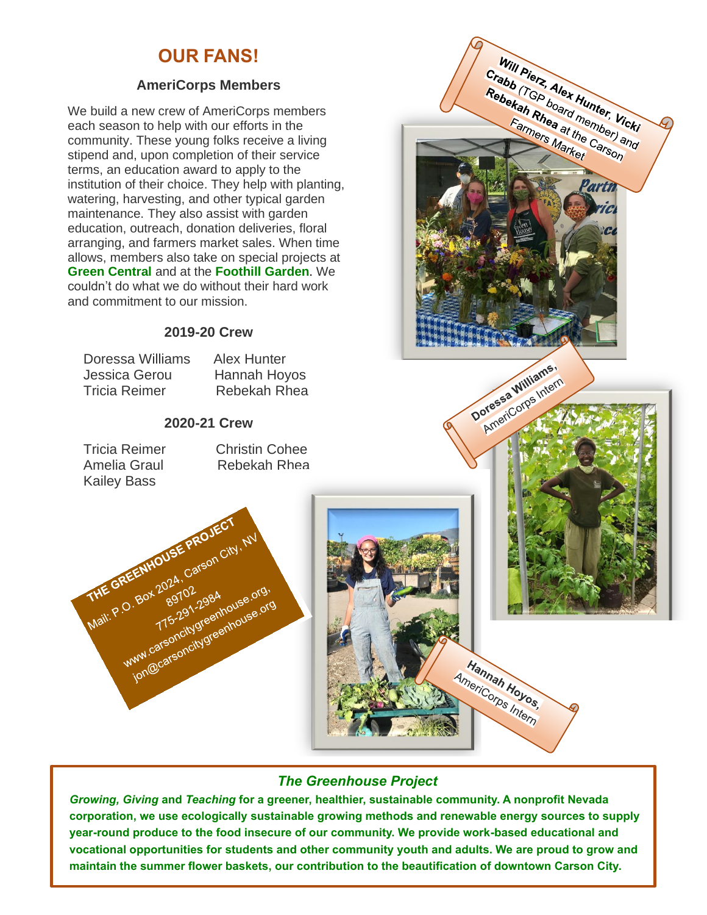# OUR FANS!

### AmeriCorps Members

We build a new crew of AmeriCorps members each season to help with our efforts in the community. These young folks receive a living stipend and, upon completion of their service terms, an education award to apply to the institution of their choice. They help with planting, watering, harvesting, and other typical garden maintenance. They also assist with garden education, outreach, donation deliveries, floral arranging, and farmers market sales. When time allows, members also take on special projects at **Green Central** and at the **Foothill Garden**. We couldn't do what we do without their hard work and commitment to our mission.

#### 2019-20 Crew

| | |
|---|---|
| Doressa Williams | Alex Hunter |
| Jessica Gerou | Hannah Hoyos |
| Tricia Reimer | Rebekah Rhea |

#### 2020-21 Crew

| | |
|---|---|
| Tricia Reimer | Christin Cohee |
| Amelia Graul | Rebekah Rhea |
| Kailey Bass | |

**Will Pierz, Alex Hunter, Vicki Crabb** (TGP board member) and **Rebekah Rhea** at the Carson Farmers Market

**Doressa Williams,** AmeriCorps Intern

**Hannah Hoyos,** AmeriCorps Intern

**THE GREENHOUSE PROJECT**
Mail: P.O. Box 2024, Carson City, NV 89702
775-291-2984
www.carsoncitygreenhouse.org,
jon@carsoncitygreenhouse.org

---

***The Greenhouse Project***

***Growing, Giving*** **and** ***Teaching*** **for a greener, healthier, sustainable community. A nonprofit Nevada corporation, we use ecologically sustainable growing methods and renewable energy sources to supply year-round produce to the food insecure of our community. We provide work-based educational and vocational opportunities for students and other community youth and adults. We are proud to grow and maintain the summer flower baskets, our contribution to the beautification of downtown Carson City.**